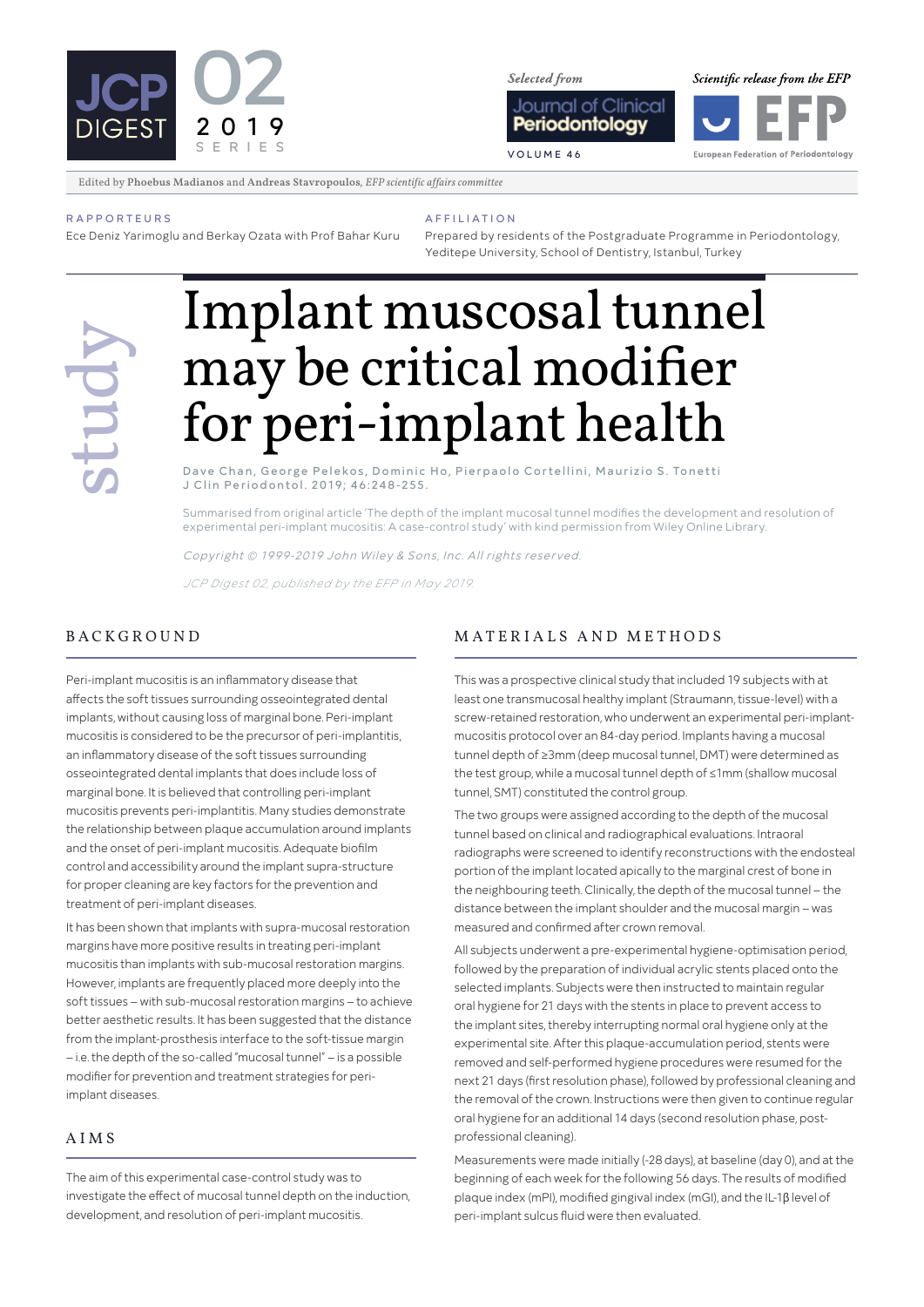JCP DIGEST 02 2019 SERIES

*Selected from* Journal of Clinical Periodontology VOLUME 46

*Scientific release from the EFP* European Federation of Periodontology

Edited by **Phoebus Madianos** and **Andreas Stavropoulos**, *EFP scientific affairs committee*

**RAPPORTEURS**
Ece Deniz Yarimoglu and Berkay Ozata with Prof Bahar Kuru

**AFFILIATION**
Prepared by residents of the Postgraduate Programme in Periodontology, Yeditepe University, School of Dentistry, Istanbul, Turkey

study

# Implant muscosal tunnel may be critical modifier for peri-implant health

Dave Chan, George Pelekos, Dominic Ho, Pierpaolo Cortellini, Maurizio S. Tonetti
J Clin Periodontol. 2019; 46:248-255.

Summarised from original article 'The depth of the implant mucosal tunnel modifies the development and resolution of experimental peri-implant mucositis: A case-control study' with kind permission from Wiley Online Library.

*Copyright © 1999-2019 John Wiley & Sons, Inc. All rights reserved.*

*JCP Digest 02, published by the EFP in May 2019.*

## BACKGROUND

Peri-implant mucositis is an inflammatory disease that affects the soft tissues surrounding osseointegrated dental implants, without causing loss of marginal bone. Peri-implant mucositis is considered to be the precursor of peri-implantitis, an inflammatory disease of the soft tissues surrounding osseointegrated dental implants that does include loss of marginal bone. It is believed that controlling peri-implant mucositis prevents peri-implantitis. Many studies demonstrate the relationship between plaque accumulation around implants and the onset of peri-implant mucositis. Adequate biofilm control and accessibility around the implant supra-structure for proper cleaning are key factors for the prevention and treatment of peri-implant diseases.

It has been shown that implants with supra-mucosal restoration margins have more positive results in treating peri-implant mucositis than implants with sub-mucosal restoration margins. However, implants are frequently placed more deeply into the soft tissues – with sub-mucosal restoration margins – to achieve better aesthetic results. It has been suggested that the distance from the implant-prosthesis interface to the soft-tissue margin – i.e. the depth of the so-called "mucosal tunnel" – is a possible modifier for prevention and treatment strategies for peri-implant diseases.

## AIMS

The aim of this experimental case-control study was to investigate the effect of mucosal tunnel depth on the induction, development, and resolution of peri-implant mucositis.

## MATERIALS AND METHODS

This was a prospective clinical study that included 19 subjects with at least one transmucosal healthy implant (Straumann, tissue-level) with a screw-retained restoration, who underwent an experimental peri-implant-mucositis protocol over an 84-day period. Implants having a mucosal tunnel depth of ≥3mm (deep mucosal tunnel, DMT) were determined as the test group, while a mucosal tunnel depth of ≤1mm (shallow mucosal tunnel, SMT) constituted the control group.

The two groups were assigned according to the depth of the mucosal tunnel based on clinical and radiographical evaluations. Intraoral radiographs were screened to identify reconstructions with the endosteal portion of the implant located apically to the marginal crest of bone in the neighbouring teeth. Clinically, the depth of the mucosal tunnel – the distance between the implant shoulder and the mucosal margin – was measured and confirmed after crown removal.

All subjects underwent a pre-experimental hygiene-optimisation period, followed by the preparation of individual acrylic stents placed onto the selected implants. Subjects were then instructed to maintain regular oral hygiene for 21 days with the stents in place to prevent access to the implant sites, thereby interrupting normal oral hygiene only at the experimental site. After this plaque-accumulation period, stents were removed and self-performed hygiene procedures were resumed for the next 21 days (first resolution phase), followed by professional cleaning and the removal of the crown. Instructions were then given to continue regular oral hygiene for an additional 14 days (second resolution phase, post-professional cleaning).

Measurements were made initially (-28 days), at baseline (day 0), and at the beginning of each week for the following 56 days. The results of modified plaque index (mPI), modified gingival index (mGI), and the IL-1β level of peri-implant sulcus fluid were then evaluated.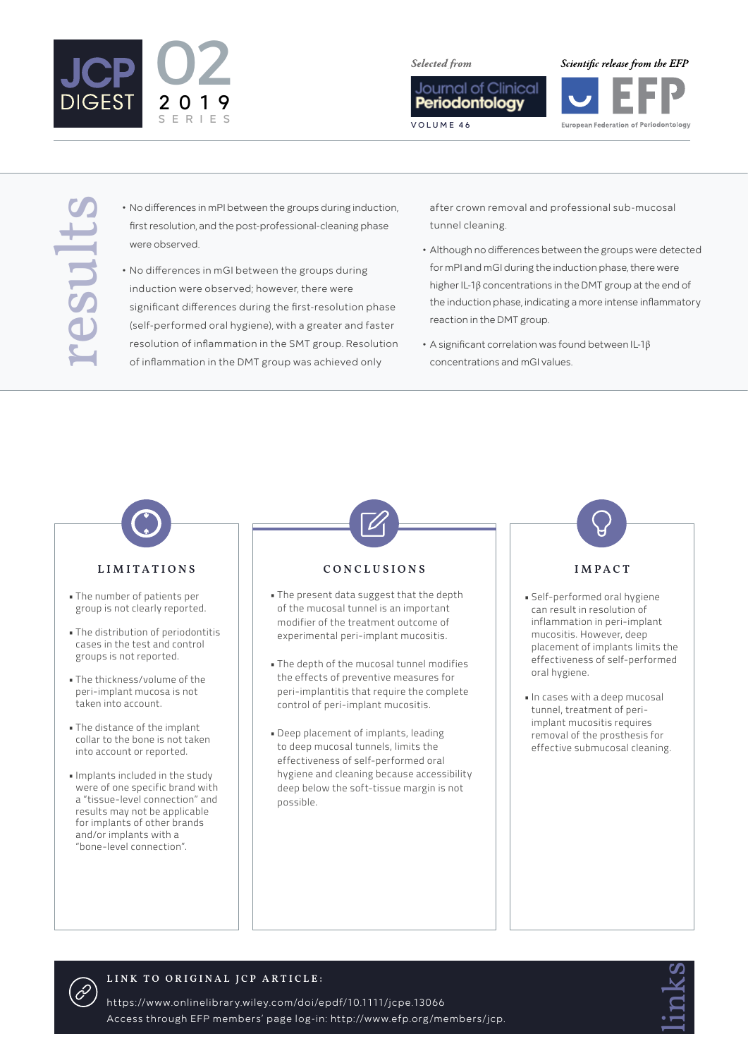## results

- No differences in mPI between the groups during induction, first resolution, and the post-professional-cleaning phase were observed.
- No differences in mGI between the groups during induction were observed; however, there were significant differences during the first-resolution phase (self-performed oral hygiene), with a greater and faster resolution of inflammation in the SMT group. Resolution of inflammation in the DMT group was achieved only after crown removal and professional sub-mucosal tunnel cleaning.
- Although no differences between the groups were detected for mPI and mGI during the induction phase, there were higher IL-1β concentrations in the DMT group at the end of the induction phase, indicating a more intense inflammatory reaction in the DMT group.
- A significant correlation was found between IL-1β concentrations and mGI values.

## LIMITATIONS

- The number of patients per group is not clearly reported.
- The distribution of periodontitis cases in the test and control groups is not reported.
- The thickness/volume of the peri-implant mucosa is not taken into account.
- The distance of the implant collar to the bone is not taken into account or reported.
- Implants included in the study were of one specific brand with a "tissue-level connection" and results may not be applicable for implants of other brands and/or implants with a "bone-level connection".

## CONCLUSIONS

- The present data suggest that the depth of the mucosal tunnel is an important modifier of the treatment outcome of experimental peri-implant mucositis.
- The depth of the mucosal tunnel modifies the effects of preventive measures for peri-implantitis that require the complete control of peri-implant mucositis.
- Deep placement of implants, leading to deep mucosal tunnels, limits the effectiveness of self-performed oral hygiene and cleaning because accessibility deep below the soft-tissue margin is not possible.

## IMPACT

- Self-performed oral hygiene can result in resolution of inflammation in peri-implant mucositis. However, deep placement of implants limits the effectiveness of self-performed oral hygiene.
- In cases with a deep mucosal tunnel, treatment of peri-implant mucositis requires removal of the prosthesis for effective submucosal cleaning.

## LINK TO ORIGINAL JCP ARTICLE:

https://www.onlinelibrary.wiley.com/doi/epdf/10.1111/jcpe.13066

Access through EFP members' page log-in: http://www.efp.org/members/jcp.